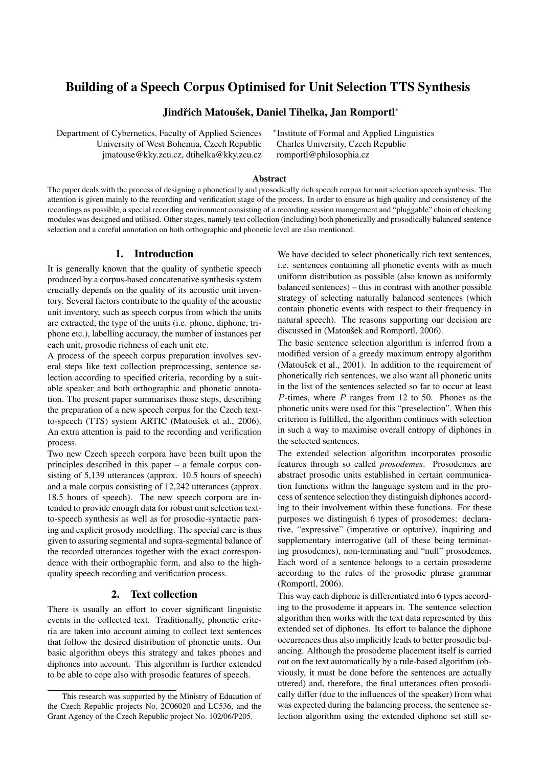# Building of a Speech Corpus Optimised for Unit Selection TTS Synthesis

**Jindřich Matoušek, Daniel Tihelka, Jan Romportl***

Department of Cybernetics, Faculty of Applied Sciences
University of West Bohemia, Czech Republic
jmatouse@kky.zcu.cz, dtihelka@kky.zcu.cz

*Institute of Formal and Applied Linguistics
Charles University, Czech Republic
romportl@philosophia.cz

### Abstract

The paper deals with the process of designing a phonetically and prosodically rich speech corpus for unit selection speech synthesis. The attention is given mainly to the recording and verification stage of the process. In order to ensure as high quality and consistency of the recordings as possible, a special recording environment consisting of a recording session management and "pluggable" chain of checking modules was designed and utilised. Other stages, namely text collection (including) both phonetically and prosodically balanced sentence selection and a careful annotation on both orthographic and phonetic level are also mentioned.

## 1. Introduction

It is generally known that the quality of synthetic speech produced by a corpus-based concatenative synthesis system crucially depends on the quality of its acoustic unit inventory. Several factors contribute to the quality of the acoustic unit inventory, such as speech corpus from which the units are extracted, the type of the units (i.e. phone, diphone, triphone etc.), labelling accuracy, the number of instances per each unit, prosodic richness of each unit etc.

A process of the speech corpus preparation involves several steps like text collection preprocessing, sentence selection according to specified criteria, recording by a suitable speaker and both orthographic and phonetic annotation. The present paper summarises those steps, describing the preparation of a new speech corpus for the Czech text-to-speech (TTS) system ARTIC (Matoušek et al., 2006). An extra attention is paid to the recording and verification process.

Two new Czech speech corpora have been built upon the principles described in this paper – a female corpus consisting of 5,139 utterances (approx. 10.5 hours of speech) and a male corpus consisting of 12,242 utterances (approx. 18.5 hours of speech). The new speech corpora are intended to provide enough data for robust unit selection text-to-speech synthesis as well as for prosodic-syntactic parsing and explicit prosody modelling. The special care is thus given to assuring segmental and supra-segmental balance of the recorded utterances together with the exact correspondence with their orthographic form, and also to the high-quality speech recording and verification process.

## 2. Text collection

There is usually an effort to cover significant linguistic events in the collected text. Traditionally, phonetic criteria are taken into account aiming to collect text sentences that follow the desired distribution of phonetic units. Our basic algorithm obeys this strategy and takes phones and diphones into account. This algorithm is further extended to be able to cope also with prosodic features of speech.

We have decided to select phonetically rich text sentences, i.e. sentences containing all phonetic events with as much uniform distribution as possible (also known as uniformly balanced sentences) – this in contrast with another possible strategy of selecting naturally balanced sentences (which contain phonetic events with respect to their frequency in natural speech). The reasons supporting our decision are discussed in (Matoušek and Romportl, 2006).

The basic sentence selection algorithm is inferred from a modified version of a greedy maximum entropy algorithm (Matoušek et al., 2001). In addition to the requirement of phonetically rich sentences, we also want all phonetic units in the list of the sentences selected so far to occur at least $P$-times, where $P$ ranges from 12 to 50. Phones as the phonetic units were used for this "preselection". When this criterion is fulfilled, the algorithm continues with selection in such a way to maximise overall entropy of diphones in the selected sentences.

The extended selection algorithm incorporates prosodic features through so called *prosodemes*. Prosodemes are abstract prosodic units established in certain communication functions within the language system and in the process of sentence selection they distinguish diphones according to their involvement within these functions. For these purposes we distinguish 6 types of prosodemes: declarative, "expressive" (imperative or optative), inquiring and supplementary interrogative (all of these being terminating prosodemes), non-terminating and "null" prosodemes. Each word of a sentence belongs to a certain prosodeme according to the rules of the prosodic phrase grammar (Romportl, 2006).

This way each diphone is differentiated into 6 types according to the prosodeme it appears in. The sentence selection algorithm then works with the text data represented by this extended set of diphones. Its effort to balance the diphone occurrences thus also implicitly leads to better prosodic balancing. Although the prosodeme placement itself is carried out on the text automatically by a rule-based algorithm (obviously, it must be done before the sentences are actually uttered) and, therefore, the final utterances often prosodically differ (due to the influences of the speaker) from what was expected during the balancing process, the sentence selection algorithm using the extended diphone set still se-

---

This research was supported by the Ministry of Education of the Czech Republic projects No. 2C06020 and LC536, and the Grant Agency of the Czech Republic project No. 102/06/P205.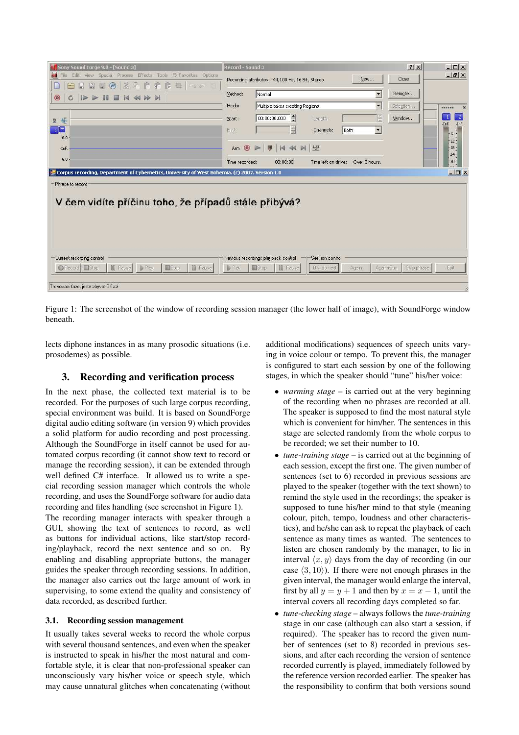Figure 1: The screenshot of the window of recording session manager (the lower half of image), with SoundForge window beneath.

lects diphone instances in as many prosodic situations (i.e. prosodemes) as possible.

## 3. Recording and verification process

In the next phase, the collected text material is to be recorded. For the purposes of such large corpus recording, special environment was build. It is based on SoundForge digital audio editing software (in version 9) which provides a solid platform for audio recording and post processing. Although the SoundForge in itself cannot be used for automated corpus recording (it cannot show text to record or manage the recording session), it can be extended through well defined C# interface. It allowed us to write a special recording session manager which controls the whole recording, and uses the SoundForge software for audio data recording and files handling (see screenshot in Figure 1).

The recording manager interacts with speaker through a GUI, showing the text of sentences to record, as well as buttons for individual actions, like start/stop recording/playback, record the next sentence and so on. By enabling and disabling appropriate buttons, the manager guides the speaker through recording sessions. In addition, the manager also carries out the large amount of work in supervising, to some extend the quality and consistency of data recorded, as described further.

### 3.1. Recording session management

It usually takes several weeks to record the whole corpus with several thousand sentences, and even when the speaker is instructed to speak in his/her the most natural and comfortable style, it is clear that non-professional speaker can unconsciously vary his/her voice or speech style, which may cause unnatural glitches when concatenating (without additional modifications) sequences of speech units varying in voice colour or tempo. To prevent this, the manager is configured to start each session by one of the following stages, in which the speaker should "tune" his/her voice:

- *warming stage* – is carried out at the very beginning of the recording when no phrases are recorded at all. The speaker is supposed to find the most natural style which is convenient for him/her. The sentences in this stage are selected randomly from the whole corpus to be recorded; we set their number to 10.
- *tune-training stage* – is carried out at the beginning of each session, except the first one. The given number of sentences (set to 6) recorded in previous sessions are played to the speaker (together with the text shown) to remind the style used in the recordings; the speaker is supposed to tune his/her mind to that style (meaning colour, pitch, tempo, loudness and other characteristics), and he/she can ask to repeat the playback of each sentence as many times as wanted. The sentences to listen are chosen randomly by the manager, to lie in interval $\langle x, y \rangle$ days from the day of recording (in our case $\langle 3, 10 \rangle$). If there were not enough phrases in the given interval, the manager would enlarge the interval, first by all $y = y + 1$ and then by $x = x - 1$, until the interval covers all recording days completed so far.
- *tune-checking stage* – always follows the *tune-training* stage in our case (although can also start a session, if required). The speaker has to record the given number of sentences (set to 8) recorded in previous sessions, and after each recording the version of sentence recorded currently is played, immediately followed by the reference version recorded earlier. The speaker has the responsibility to confirm that both versions sound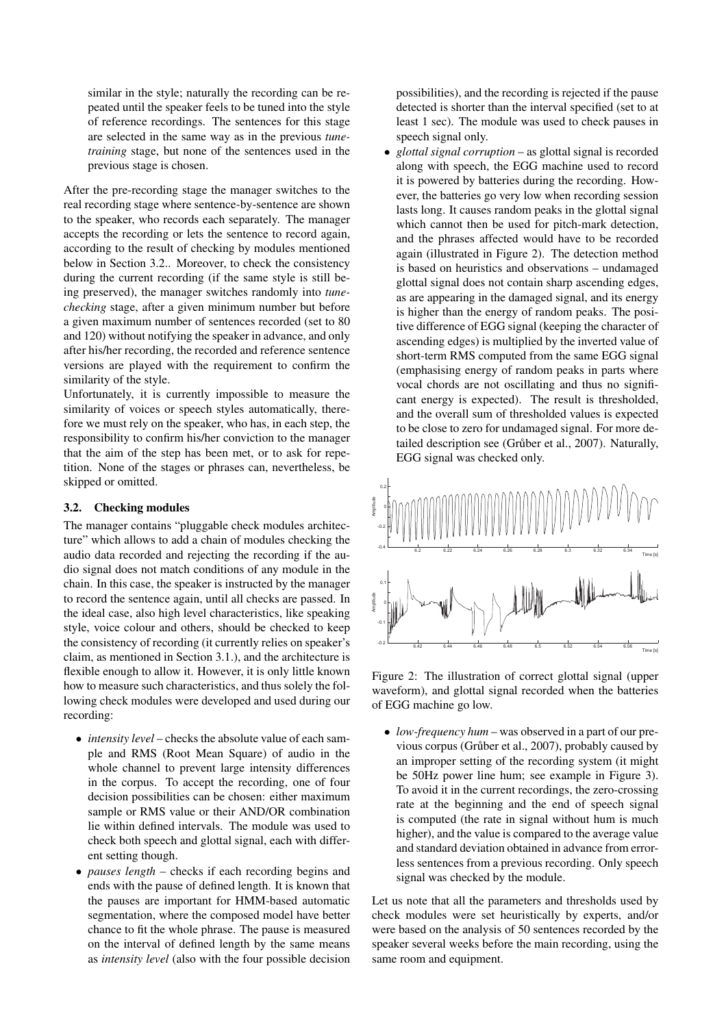similar in the style; naturally the recording can be repeated until the speaker feels to be tuned into the style of reference recordings. The sentences for this stage are selected in the same way as in the previous *tune-training* stage, but none of the sentences used in the previous stage is chosen.

After the pre-recording stage the manager switches to the real recording stage where sentence-by-sentence are shown to the speaker, who records each separately. The manager accepts the recording or lets the sentence to record again, according to the result of checking by modules mentioned below in Section 3.2.. Moreover, to check the consistency during the current recording (if the same style is still being preserved), the manager switches randomly into *tune-checking* stage, after a given minimum number but before a given maximum number of sentences recorded (set to 80 and 120) without notifying the speaker in advance, and only after his/her recording, the recorded and reference sentence versions are played with the requirement to confirm the similarity of the style.

Unfortunately, it is currently impossible to measure the similarity of voices or speech styles automatically, therefore we must rely on the speaker, who has, in each step, the responsibility to confirm his/her conviction to the manager that the aim of the step has been met, or to ask for repetition. None of the stages or phrases can, nevertheless, be skipped or omitted.

### 3.2. Checking modules

The manager contains "pluggable check modules architecture" which allows to add a chain of modules checking the audio data recorded and rejecting the recording if the audio signal does not match conditions of any module in the chain. In this case, the speaker is instructed by the manager to record the sentence again, until all checks are passed. In the ideal case, also high level characteristics, like speaking style, voice colour and others, should be checked to keep the consistency of recording (it currently relies on speaker's claim, as mentioned in Section 3.1.), and the architecture is flexible enough to allow it. However, it is only little known how to measure such characteristics, and thus solely the following check modules were developed and used during our recording:

- *intensity level* – checks the absolute value of each sample and RMS (Root Mean Square) of audio in the whole channel to prevent large intensity differences in the corpus. To accept the recording, one of four decision possibilities can be chosen: either maximum sample or RMS value or their AND/OR combination lie within defined intervals. The module was used to check both speech and glottal signal, each with different setting though.
- *pauses length* – checks if each recording begins and ends with the pause of defined length. It is known that the pauses are important for HMM-based automatic segmentation, where the composed model have better chance to fit the whole phrase. The pause is measured on the interval of defined length by the same means as *intensity level* (also with the four possible decision possibilities), and the recording is rejected if the pause detected is shorter than the interval specified (set to at least 1 sec). The module was used to check pauses in speech signal only.
- *glottal signal corruption* – as glottal signal is recorded along with speech, the EGG machine used to record it is powered by batteries during the recording. However, the batteries go very low when recording session lasts long. It causes random peaks in the glottal signal which cannot then be used for pitch-mark detection, and the phrases affected would have to be recorded again (illustrated in Figure 2). The detection method is based on heuristics and observations – undamaged glottal signal does not contain sharp ascending edges, as are appearing in the damaged signal, and its energy is higher than the energy of random peaks. The positive difference of EGG signal (keeping the character of ascending edges) is multiplied by the inverted value of short-term RMS computed from the same EGG signal (emphasising energy of random peaks in parts where vocal chords are not oscillating and thus no significant energy is expected). The result is thresholded, and the overall sum of thresholded values is expected to be close to zero for undamaged signal. For more detailed description see (Grůber et al., 2007). Naturally, EGG signal was checked only.

Figure 2: The illustration of correct glottal signal (upper waveform), and glottal signal recorded when the batteries of EGG machine go low.

- *low-frequency hum* – was observed in a part of our previous corpus (Grůber et al., 2007), probably caused by an improper setting of the recording system (it might be 50Hz power line hum; see example in Figure 3). To avoid it in the current recordings, the zero-crossing rate at the beginning and the end of speech signal is computed (the rate in signal without hum is much higher), and the value is compared to the average value and standard deviation obtained in advance from errorless sentences from a previous recording. Only speech signal was checked by the module.

Let us note that all the parameters and thresholds used by check modules were set heuristically by experts, and/or were based on the analysis of 50 sentences recorded by the speaker several weeks before the main recording, using the same room and equipment.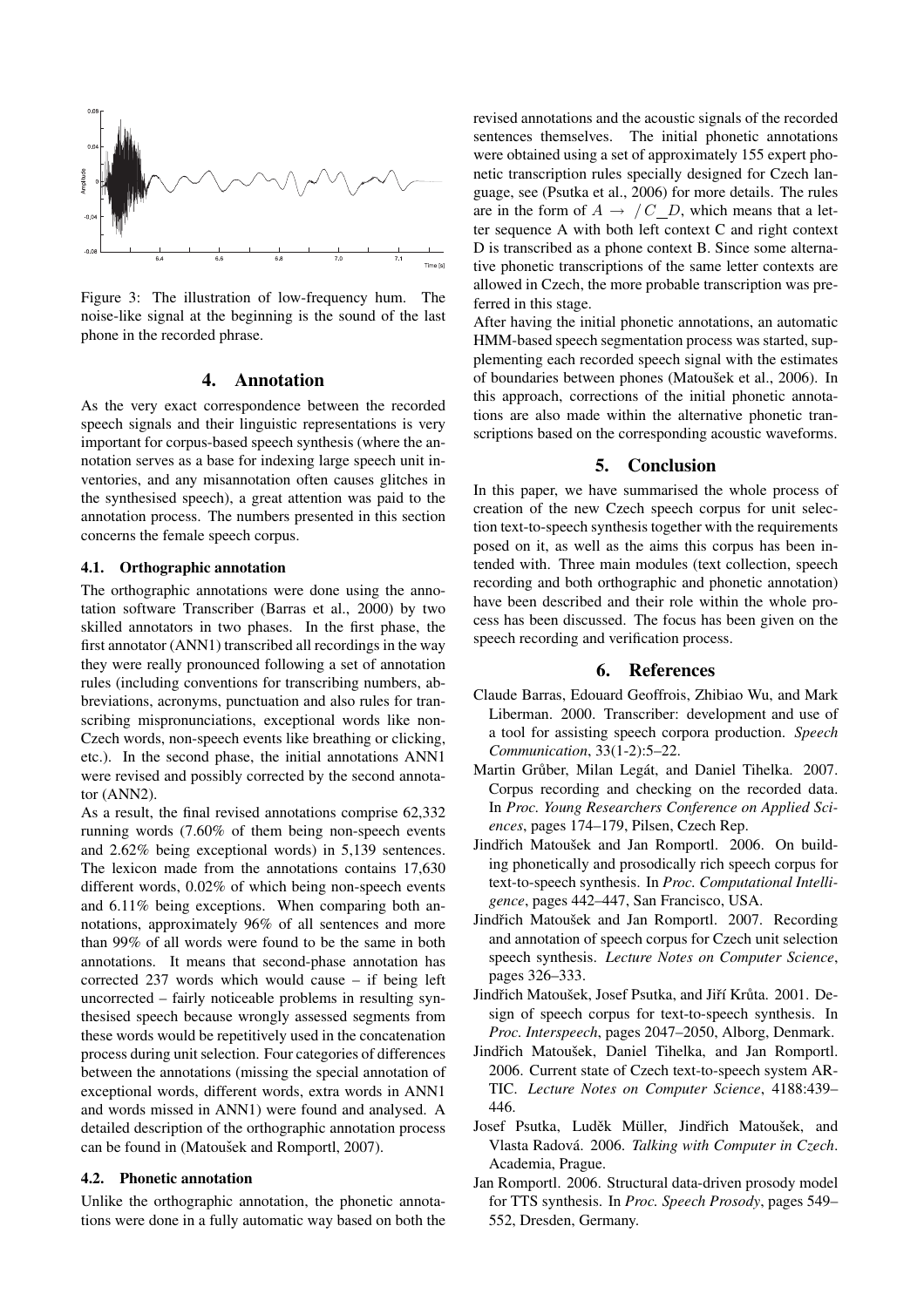0,08

0,04

Amplitude

0

-0,04

-0,08

6,4

6,6

6,8

7,0

7,1

Time [s]

Figure 3: The illustration of low-frequency hum. The noise-like signal at the beginning is the sound of the last phone in the recorded phrase.

## 4. Annotation

As the very exact correspondence between the recorded speech signals and their linguistic representations is very important for corpus-based speech synthesis (where the annotation serves as a base for indexing large speech unit inventories, and any misannotation often causes glitches in the synthesised speech), a great attention was paid to the annotation process. The numbers presented in this section concerns the female speech corpus.

### 4.1. Orthographic annotation

The orthographic annotations were done using the annotation software Transcriber (Barras et al., 2000) by two skilled annotators in two phases. In the first phase, the first annotator (ANN1) transcribed all recordings in the way they were really pronounced following a set of annotation rules (including conventions for transcribing numbers, abbreviations, acronyms, punctuation and also rules for transcribing mispronunciations, exceptional words like non-Czech words, non-speech events like breathing or clicking, etc.). In the second phase, the initial annotations ANN1 were revised and possibly corrected by the second annotator (ANN2).

As a result, the final revised annotations comprise 62,332 running words (7.60% of them being non-speech events and 2.62% being exceptional words) in 5,139 sentences. The lexicon made from the annotations contains 17,630 different words, 0.02% of which being non-speech events and 6.11% being exceptions. When comparing both annotations, approximately 96% of all sentences and more than 99% of all words were found to be the same in both annotations. It means that second-phase annotation has corrected 237 words which would cause – if being left uncorrected – fairly noticeable problems in resulting synthesised speech because wrongly assessed segments from these words would be repetitively used in the concatenation process during unit selection. Four categories of differences between the annotations (missing the special annotation of exceptional words, different words, extra words in ANN1 and words missed in ANN1) were found and analysed. A detailed description of the orthographic annotation process can be found in (Matoušek and Romportl, 2007).

### 4.2. Phonetic annotation

Unlike the orthographic annotation, the phonetic annotations were done in a fully automatic way based on both the revised annotations and the acoustic signals of the recorded sentences themselves. The initial phonetic annotations were obtained using a set of approximately 155 expert phonetic transcription rules specially designed for Czech language, see (Psutka et al., 2006) for more details. The rules are in the form of $A \rightarrow / C\_D$, which means that a letter sequence A with both left context C and right context D is transcribed as a phone context B. Since some alternative phonetic transcriptions of the same letter contexts are allowed in Czech, the more probable transcription was preferred in this stage.

After having the initial phonetic annotations, an automatic HMM-based speech segmentation process was started, supplementing each recorded speech signal with the estimates of boundaries between phones (Matoušek et al., 2006). In this approach, corrections of the initial phonetic annotations are also made within the alternative phonetic transcriptions based on the corresponding acoustic waveforms.

## 5. Conclusion

In this paper, we have summarised the whole process of creation of the new Czech speech corpus for unit selection text-to-speech synthesis together with the requirements posed on it, as well as the aims this corpus has been intended with. Three main modules (text collection, speech recording and both orthographic and phonetic annotation) have been described and their role within the whole process has been discussed. The focus has been given on the speech recording and verification process.

## 6. References

Claude Barras, Edouard Geoffrois, Zhibiao Wu, and Mark Liberman. 2000. Transcriber: development and use of a tool for assisting speech corpora production. *Speech Communication*, 33(1-2):5–22.

Martin Grůber, Milan Legát, and Daniel Tihelka. 2007. Corpus recording and checking on the recorded data. In *Proc. Young Researchers Conference on Applied Sciences*, pages 174–179, Pilsen, Czech Rep.

Jindřich Matoušek and Jan Romportl. 2006. On building phonetically and prosodically rich speech corpus for text-to-speech synthesis. In *Proc. Computational Intelligence*, pages 442–447, San Francisco, USA.

Jindřich Matoušek and Jan Romportl. 2007. Recording and annotation of speech corpus for Czech unit selection speech synthesis. *Lecture Notes on Computer Science*, pages 326–333.

Jindřich Matoušek, Josef Psutka, and Jiří Krůta. 2001. Design of speech corpus for text-to-speech synthesis. In *Proc. Interspeech*, pages 2047–2050, Alborg, Denmark.

Jindřich Matoušek, Daniel Tihelka, and Jan Romportl. 2006. Current state of Czech text-to-speech system ARTIC. *Lecture Notes on Computer Science*, 4188:439–446.

Josef Psutka, Luděk Müller, Jindřich Matoušek, and Vlasta Radová. 2006. *Talking with Computer in Czech*. Academia, Prague.

Jan Romportl. 2006. Structural data-driven prosody model for TTS synthesis. In *Proc. Speech Prosody*, pages 549–552, Dresden, Germany.